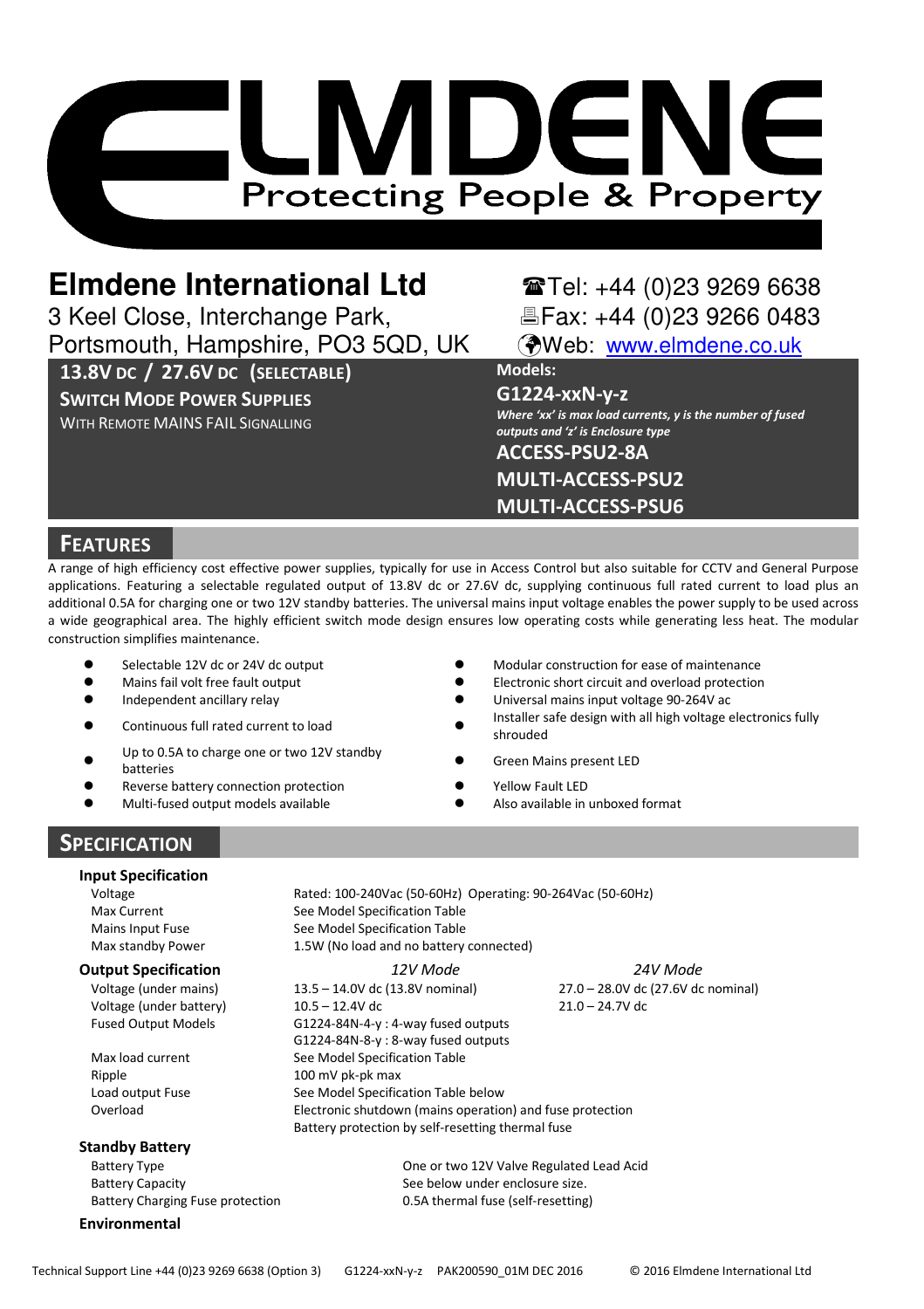# ELMDENE
Protecting People & Property

## Elmdene International Ltd

3 Keel Close, Interchange Park,
Portsmouth, Hampshire, PO3 5QD, UK

☎Tel: +44 (0)23 9269 6638
🖷Fax: +44 (0)23 9266 0483
Web: www.elmdene.co.uk

**13.8V DC / 27.6V DC (SELECTABLE)**
**SWITCH MODE POWER SUPPLIES**
WITH REMOTE MAINS FAIL SIGNALLING

**Models:**
**G1224-xxN-y-z**
***Where 'xx' is max load currents, y is the number of fused outputs and 'z' is Enclosure type***
**ACCESS-PSU2-8A**
**MULTI-ACCESS-PSU2**
**MULTI-ACCESS-PSU6**

## FEATURES

A range of high efficiency cost effective power supplies, typically for use in Access Control but also suitable for CCTV and General Purpose applications. Featuring a selectable regulated output of 13.8V dc or 27.6V dc, supplying continuous full rated current to load plus an additional 0.5A for charging one or two 12V standby batteries. The universal mains input voltage enables the power supply to be used across a wide geographical area. The highly efficient switch mode design ensures low operating costs while generating less heat. The modular construction simplifies maintenance.

- Selectable 12V dc or 24V dc output
- Mains fail volt free fault output
- Independent ancillary relay
- Continuous full rated current to load
- Up to 0.5A to charge one or two 12V standby batteries
- Reverse battery connection protection
- Multi-fused output models available
- Modular construction for ease of maintenance
- Electronic short circuit and overload protection
- Universal mains input voltage 90-264V ac
- Installer safe design with all high voltage electronics fully shrouded
- Green Mains present LED
- Yellow Fault LED
- Also available in unboxed format

## SPECIFICATION

### Input Specification

| | |
|---|---|
| Voltage | Rated: 100-240Vac (50-60Hz) Operating: 90-264Vac (50-60Hz) |
| Max Current | See Model Specification Table |
| Mains Input Fuse | See Model Specification Table |
| Max standby Power | 1.5W (No load and no battery connected) |

### Output Specification

| | *12V Mode* | *24V Mode* |
|---|---|---|
| Voltage (under mains) | 13.5 – 14.0V dc (13.8V nominal) | 27.0 – 28.0V dc (27.6V dc nominal) |
| Voltage (under battery) | 10.5 – 12.4V dc | 21.0 – 24.7V dc |
| Fused Output Models | G1224-84N-4-y : 4-way fused outputs<br>G1224-84N-8-y : 8-way fused outputs | |
| Max load current | See Model Specification Table | |
| Ripple | 100 mV pk-pk max | |
| Load output Fuse | See Model Specification Table below | |
| Overload | Electronic shutdown (mains operation) and fuse protection<br>Battery protection by self-resetting thermal fuse | |

### Standby Battery

| | |
|---|---|
| Battery Type | One or two 12V Valve Regulated Lead Acid |
| Battery Capacity | See below under enclosure size. |
| Battery Charging Fuse protection | 0.5A thermal fuse (self-resetting) |

### Environmental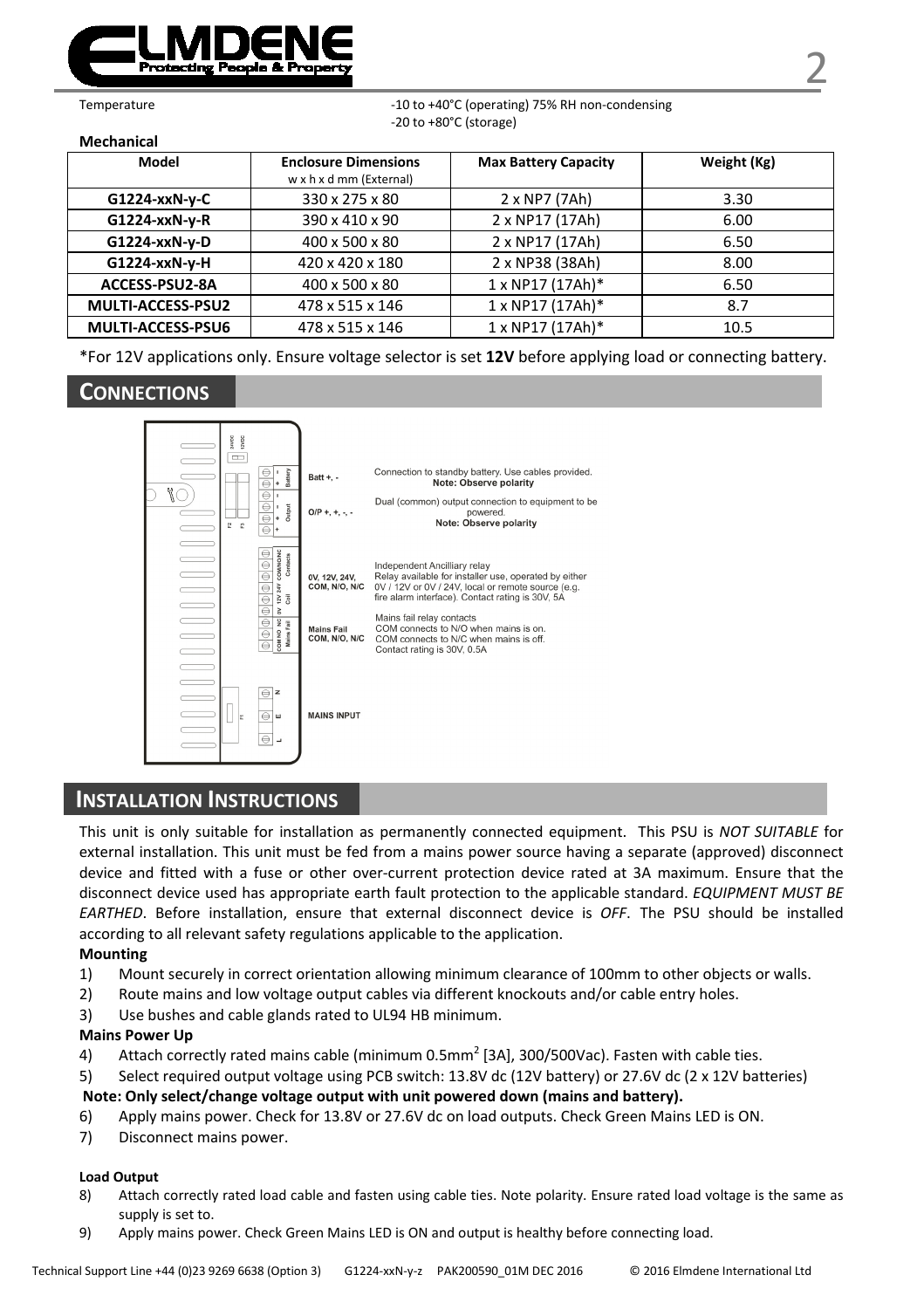Temperature -10 to +40°C (operating) 75% RH non-condensing
-20 to +80°C (storage)

**Mechanical**

| Model | Enclosure Dimensions w x h x d mm (External) | Max Battery Capacity | Weight (Kg) |
|---|---|---|---|
| G1224-xxN-y-C | 330 x 275 x 80 | 2 x NP7 (7Ah) | 3.30 |
| G1224-xxN-y-R | 390 x 410 x 90 | 2 x NP17 (17Ah) | 6.00 |
| G1224-xxN-y-D | 400 x 500 x 80 | 2 x NP17 (17Ah) | 6.50 |
| G1224-xxN-y-H | 420 x 420 x 180 | 2 x NP38 (38Ah) | 8.00 |
| ACCESS-PSU2-8A | 400 x 500 x 80 | 1 x NP17 (17Ah)* | 6.50 |
| MULTI-ACCESS-PSU2 | 478 x 515 x 146 | 1 x NP17 (17Ah)* | 8.7 |
| MULTI-ACCESS-PSU6 | 478 x 515 x 146 | 1 x NP17 (17Ah)* | 10.5 |

*For 12V applications only. Ensure voltage selector is set **12V** before applying load or connecting battery.

## CONNECTIONS

| Terminal | Description |
|---|---|
| Batt +, - | Connection to standby battery. Use cables provided. **Note: Observe polarity** |
| O/P +, +, -, - | Dual (common) output connection to equipment to be powered. **Note: Observe polarity** |
| 0V, 12V, 24V, COM, N/O, N/C | Independent Ancilliary relay. Relay available for installer use, operated by either 0V / 12V or 0V / 24V, local or remote source (e.g. fire alarm interface). Contact rating is 30V, 5A |
| Mains Fail COM, N/O, N/C | Mains fail relay contacts. COM connects to N/O when mains is on. COM connects to N/C when mains is off. Contact rating is 30V, 0.5A |
| MAINS INPUT | |

## INSTALLATION INSTRUCTIONS

This unit is only suitable for installation as permanently connected equipment. This PSU is *NOT SUITABLE* for external installation. This unit must be fed from a mains power source having a separate (approved) disconnect device and fitted with a fuse or other over-current protection device rated at 3A maximum. Ensure that the disconnect device used has appropriate earth fault protection to the applicable standard. *EQUIPMENT MUST BE EARTHED*. Before installation, ensure that external disconnect device is *OFF*. The PSU should be installed according to all relevant safety regulations applicable to the application.

**Mounting**

1) Mount securely in correct orientation allowing minimum clearance of 100mm to other objects or walls.
2) Route mains and low voltage output cables via different knockouts and/or cable entry holes.
3) Use bushes and cable glands rated to UL94 HB minimum.

**Mains Power Up**

4) Attach correctly rated mains cable (minimum 0.5mm$^2$ [3A], 300/500Vac). Fasten with cable ties.
5) Select required output voltage using PCB switch: 13.8V dc (12V battery) or 27.6V dc (2 x 12V batteries)

**Note: Only select/change voltage output with unit powered down (mains and battery).**

6) Apply mains power. Check for 13.8V or 27.6V dc on load outputs. Check Green Mains LED is ON.
7) Disconnect mains power.

**Load Output**

8) Attach correctly rated load cable and fasten using cable ties. Note polarity. Ensure rated load voltage is the same as supply is set to.
9) Apply mains power. Check Green Mains LED is ON and output is healthy before connecting load.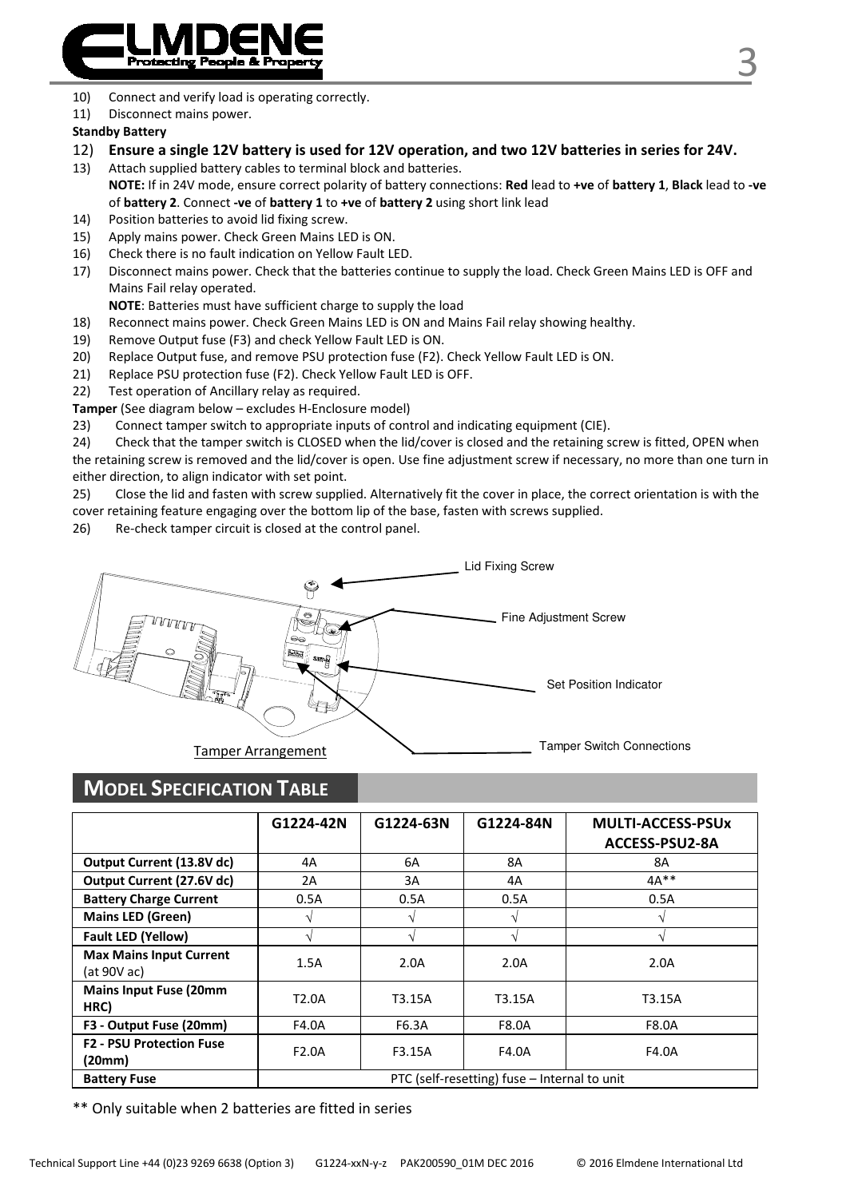10) Connect and verify load is operating correctly.
11) Disconnect mains power.

**Standby Battery**

12) **Ensure a single 12V battery is used for 12V operation, and two 12V batteries in series for 24V.**
13) Attach supplied battery cables to terminal block and batteries.
    **NOTE:** If in 24V mode, ensure correct polarity of battery connections: **Red** lead to **+ve** of **battery 1**, **Black** lead to **-ve** of **battery 2**. Connect **-ve** of **battery 1** to **+ve** of **battery 2** using short link lead
14) Position batteries to avoid lid fixing screw.
15) Apply mains power. Check Green Mains LED is ON.
16) Check there is no fault indication on Yellow Fault LED.
17) Disconnect mains power. Check that the batteries continue to supply the load. Check Green Mains LED is OFF and Mains Fail relay operated.
    **NOTE**: Batteries must have sufficient charge to supply the load
18) Reconnect mains power. Check Green Mains LED is ON and Mains Fail relay showing healthy.
19) Remove Output fuse (F3) and check Yellow Fault LED is ON.
20) Replace Output fuse, and remove PSU protection fuse (F2). Check Yellow Fault LED is ON.
21) Replace PSU protection fuse (F2). Check Yellow Fault LED is OFF.
22) Test operation of Ancillary relay as required.

**Tamper** (See diagram below – excludes H-Enclosure model)

23) Connect tamper switch to appropriate inputs of control and indicating equipment (CIE).
24) Check that the tamper switch is CLOSED when the lid/cover is closed and the retaining screw is fitted, OPEN when the retaining screw is removed and the lid/cover is open. Use fine adjustment screw if necessary, no more than one turn in either direction, to align indicator with set point.
25) Close the lid and fasten with screw supplied. Alternatively fit the cover in place, the correct orientation is with the cover retaining feature engaging over the bottom lip of the base, fasten with screws supplied.
26) Re-check tamper circuit is closed at the control panel.

Lid Fixing Screw

Fine Adjustment Screw

Set Position Indicator

Tamper Switch Connections

Tamper Arrangement

## MODEL SPECIFICATION TABLE

| | G1224-42N | G1224-63N | G1224-84N | MULTI-ACCESS-PSUx ACCESS-PSU2-8A |
|---|---|---|---|---|
| **Output Current (13.8V dc)** | 4A | 6A | 8A | 8A |
| **Output Current (27.6V dc)** | 2A | 3A | 4A | 4A** |
| **Battery Charge Current** | 0.5A | 0.5A | 0.5A | 0.5A |
| **Mains LED (Green)** | √ | √ | √ | √ |
| **Fault LED (Yellow)** | √ | √ | √ | √ |
| **Max Mains Input Current** (at 90V ac) | 1.5A | 2.0A | 2.0A | 2.0A |
| **Mains Input Fuse (20mm HRC)** | T2.0A | T3.15A | T3.15A | T3.15A |
| **F3 - Output Fuse (20mm)** | F4.0A | F6.3A | F8.0A | F8.0A |
| **F2 - PSU Protection Fuse (20mm)** | F2.0A | F3.15A | F4.0A | F4.0A |
| **Battery Fuse** | PTC (self-resetting) fuse – Internal to unit | | | |

** Only suitable when 2 batteries are fitted in series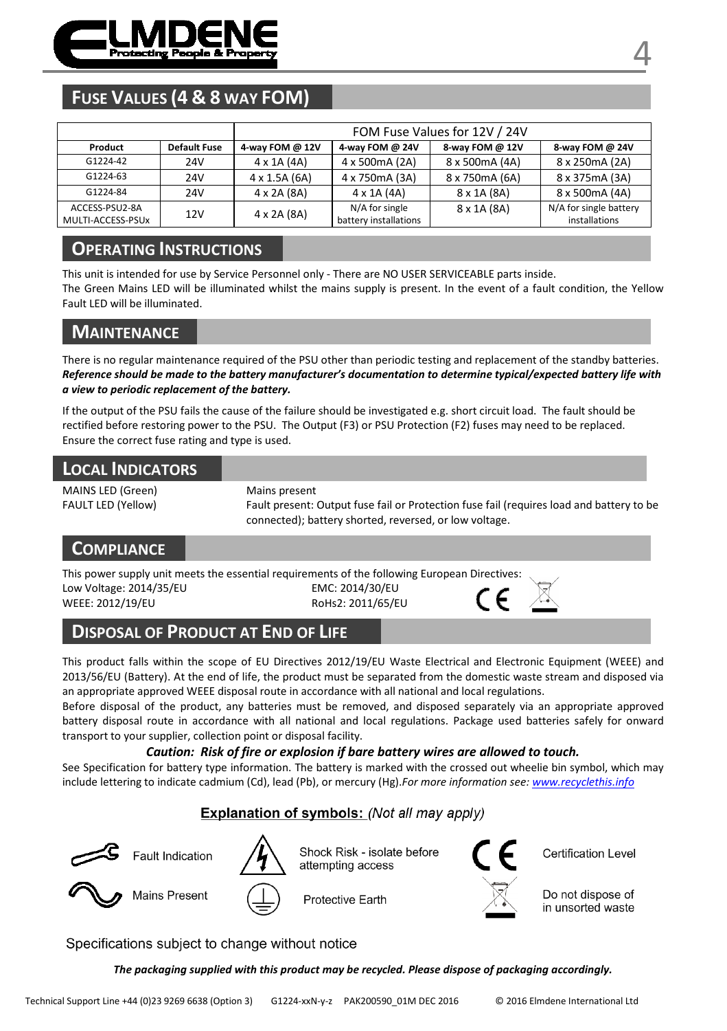## Fuse Values (4 & 8 way FOM)

| | | FOM Fuse Values for 12V / 24V | | | |
|---|---|---|---|---|---|
| **Product** | **Default Fuse** | **4-way FOM @ 12V** | **4-way FOM @ 24V** | **8-way FOM @ 12V** | **8-way FOM @ 24V** |
| G1224-42 | 24V | 4 x 1A (4A) | 4 x 500mA (2A) | 8 x 500mA (4A) | 8 x 250mA (2A) |
| G1224-63 | 24V | 4 x 1.5A (6A) | 4 x 750mA (3A) | 8 x 750mA (6A) | 8 x 375mA (3A) |
| G1224-84 | 24V | 4 x 2A (8A) | 4 x 1A (4A) | 8 x 1A (8A) | 8 x 500mA (4A) |
| ACCESS-PSU2-8A MULTI-ACCESS-PSUx | 12V | 4 x 2A (8A) | N/A for single battery installations | 8 x 1A (8A) | N/A for single battery installations |

## Operating Instructions

This unit is intended for use by Service Personnel only - There are NO USER SERVICEABLE parts inside.
The Green Mains LED will be illuminated whilst the mains supply is present. In the event of a fault condition, the Yellow Fault LED will be illuminated.

## Maintenance

There is no regular maintenance required of the PSU other than periodic testing and replacement of the standby batteries.
***Reference should be made to the battery manufacturer's documentation to determine typical/expected battery life with a view to periodic replacement of the battery.***

If the output of the PSU fails the cause of the failure should be investigated e.g. short circuit load. The fault should be rectified before restoring power to the PSU. The Output (F3) or PSU Protection (F2) fuses may need to be replaced. Ensure the correct fuse rating and type is used.

## Local Indicators

MAINS LED (Green) — Mains present

FAULT LED (Yellow) — Fault present: Output fuse fail or Protection fuse fail (requires load and battery to be connected); battery shorted, reversed, or low voltage.

## Compliance

This power supply unit meets the essential requirements of the following European Directives:

Low Voltage: 2014/35/EU
EMC: 2014/30/EU
WEEE: 2012/19/EU
RoHs2: 2011/65/EU

## Disposal of Product at End of Life

This product falls within the scope of EU Directives 2012/19/EU Waste Electrical and Electronic Equipment (WEEE) and 2013/56/EU (Battery). At the end of life, the product must be separated from the domestic waste stream and disposed via an appropriate approved WEEE disposal route in accordance with all national and local regulations.
Before disposal of the product, any batteries must be removed, and disposed separately via an appropriate approved battery disposal route in accordance with all national and local regulations. Package used batteries safely for onward transport to your supplier, collection point or disposal facility.

***Caution: Risk of fire or explosion if bare battery wires are allowed to touch.***

See Specification for battery type information. The battery is marked with the crossed out wheelie bin symbol, which may include lettering to indicate cadmium (Cd), lead (Pb), or mercury (Hg).*For more information see: www.recyclethis.info*

**Explanation of symbols:** *(Not all may apply)*

Fault Indication
Shock Risk - isolate before attempting access
Certification Level
Mains Present
Protective Earth
Do not dispose of in unsorted waste

Specifications subject to change without notice

***The packaging supplied with this product may be recycled. Please dispose of packaging accordingly.***

Technical Support Line +44 (0)23 9269 6638 (Option 3) G1224-xxN-y-z PAK200590_01M DEC 2016 © 2016 Elmdene International Ltd